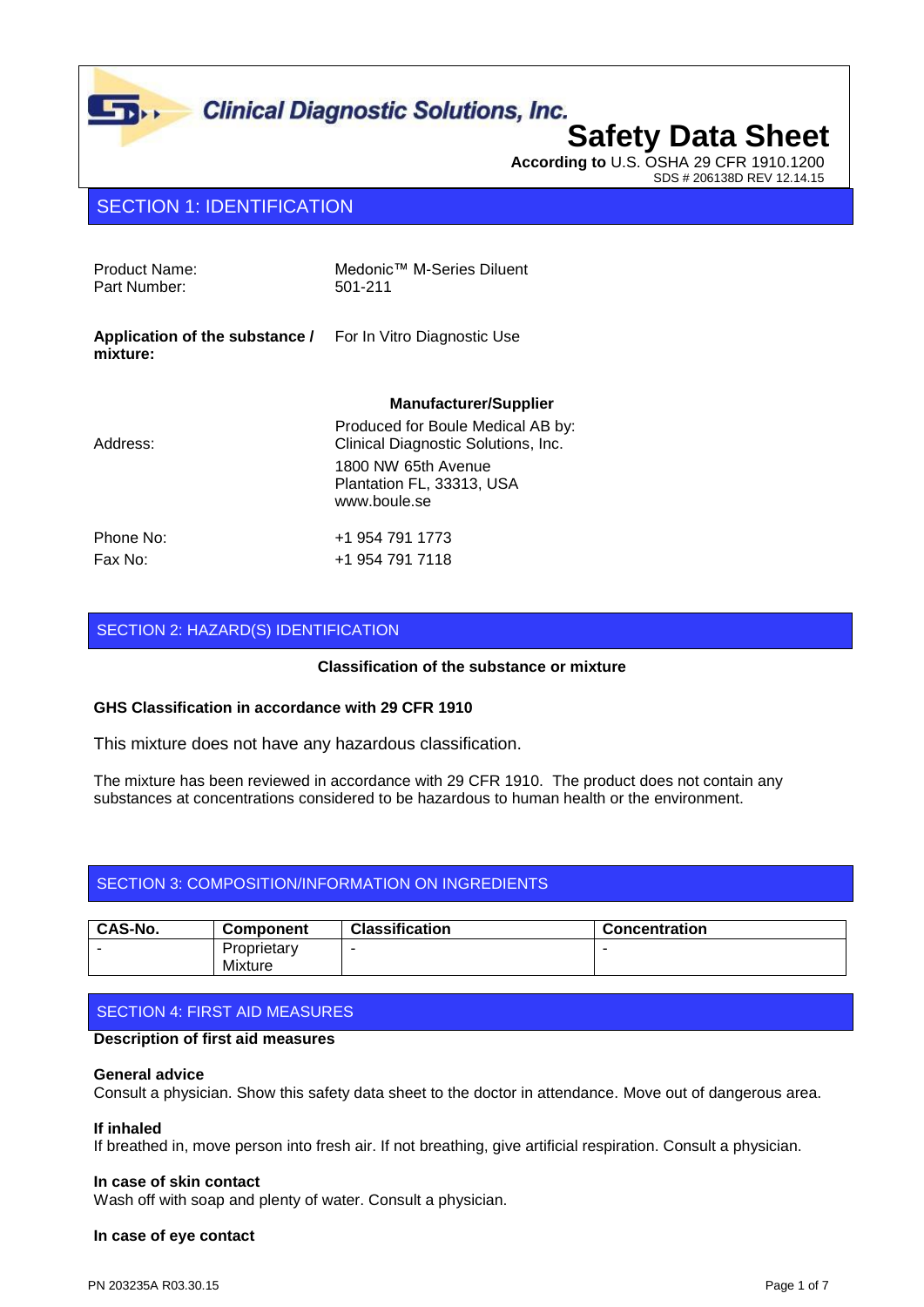Clinical Diagnostic Solutions, Inc.

# Safety Data Sheet

**According to** U.S. OSHA 29 CFR 1910.1200

SDS # 206138D REV 12.14.15

## SECTION 1: IDENTIFICATION

| | |
|---|---|
| Product Name: | Medonic™ M-Series Diluent |
| Part Number: | 501-211 |

**Application of the substance / mixture:** For In Vitro Diagnostic Use

**Manufacturer/Supplier**

| | |
|---|---|
| Address: | Produced for Boule Medical AB by:<br>Clinical Diagnostic Solutions, Inc.<br>1800 NW 65th Avenue<br>Plantation FL, 33313, USA<br>www.boule.se |
| Phone No: | +1 954 791 1773 |
| Fax No: | +1 954 791 7118 |

## SECTION 2: HAZARD(S) IDENTIFICATION

**Classification of the substance or mixture**

**GHS Classification in accordance with 29 CFR 1910**

This mixture does not have any hazardous classification.

The mixture has been reviewed in accordance with 29 CFR 1910. The product does not contain any substances at concentrations considered to be hazardous to human health or the environment.

## SECTION 3: COMPOSITION/INFORMATION ON INGREDIENTS

| CAS-No. | Component | Classification | Concentration |
|---|---|---|---|
| - | Proprietary Mixture | - | - |

## SECTION 4: FIRST AID MEASURES

**Description of first aid measures**

**General advice**
Consult a physician. Show this safety data sheet to the doctor in attendance. Move out of dangerous area.

**If inhaled**
If breathed in, move person into fresh air. If not breathing, give artificial respiration. Consult a physician.

**In case of skin contact**
Wash off with soap and plenty of water. Consult a physician.

**In case of eye contact**

PN 203235A R03.30.15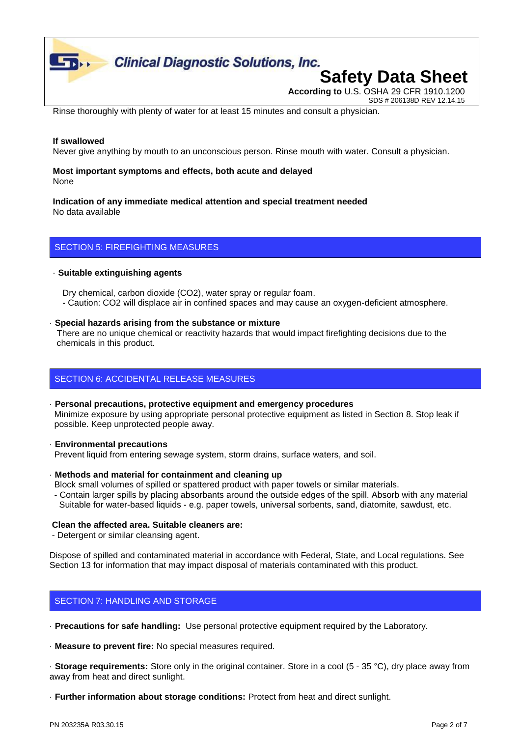Rinse thoroughly with plenty of water for at least 15 minutes and consult a physician.

**If swallowed**
Never give anything by mouth to an unconscious person. Rinse mouth with water. Consult a physician.

**Most important symptoms and effects, both acute and delayed**
None

**Indication of any immediate medical attention and special treatment needed**
No data available

## SECTION 5: FIREFIGHTING MEASURES

· **Suitable extinguishing agents**

Dry chemical, carbon dioxide (CO2), water spray or regular foam.
- Caution: CO2 will displace air in confined spaces and may cause an oxygen-deficient atmosphere.

· **Special hazards arising from the substance or mixture**
There are no unique chemical or reactivity hazards that would impact firefighting decisions due to the chemicals in this product.

## SECTION 6: ACCIDENTAL RELEASE MEASURES

· **Personal precautions, protective equipment and emergency procedures**
Minimize exposure by using appropriate personal protective equipment as listed in Section 8. Stop leak if possible. Keep unprotected people away.

· **Environmental precautions**
Prevent liquid from entering sewage system, storm drains, surface waters, and soil.

· **Methods and material for containment and cleaning up**
Block small volumes of spilled or spattered product with paper towels or similar materials.
- Contain larger spills by placing absorbants around the outside edges of the spill. Absorb with any material Suitable for water-based liquids - e.g. paper towels, universal sorbents, sand, diatomite, sawdust, etc.

**Clean the affected area. Suitable cleaners are:**
- Detergent or similar cleansing agent.

Dispose of spilled and contaminated material in accordance with Federal, State, and Local regulations. See Section 13 for information that may impact disposal of materials contaminated with this product.

## SECTION 7: HANDLING AND STORAGE

· **Precautions for safe handling:** Use personal protective equipment required by the Laboratory.

· **Measure to prevent fire:** No special measures required.

· **Storage requirements:** Store only in the original container. Store in a cool (5 - 35 °C), dry place away from away from heat and direct sunlight.

· **Further information about storage conditions:** Protect from heat and direct sunlight.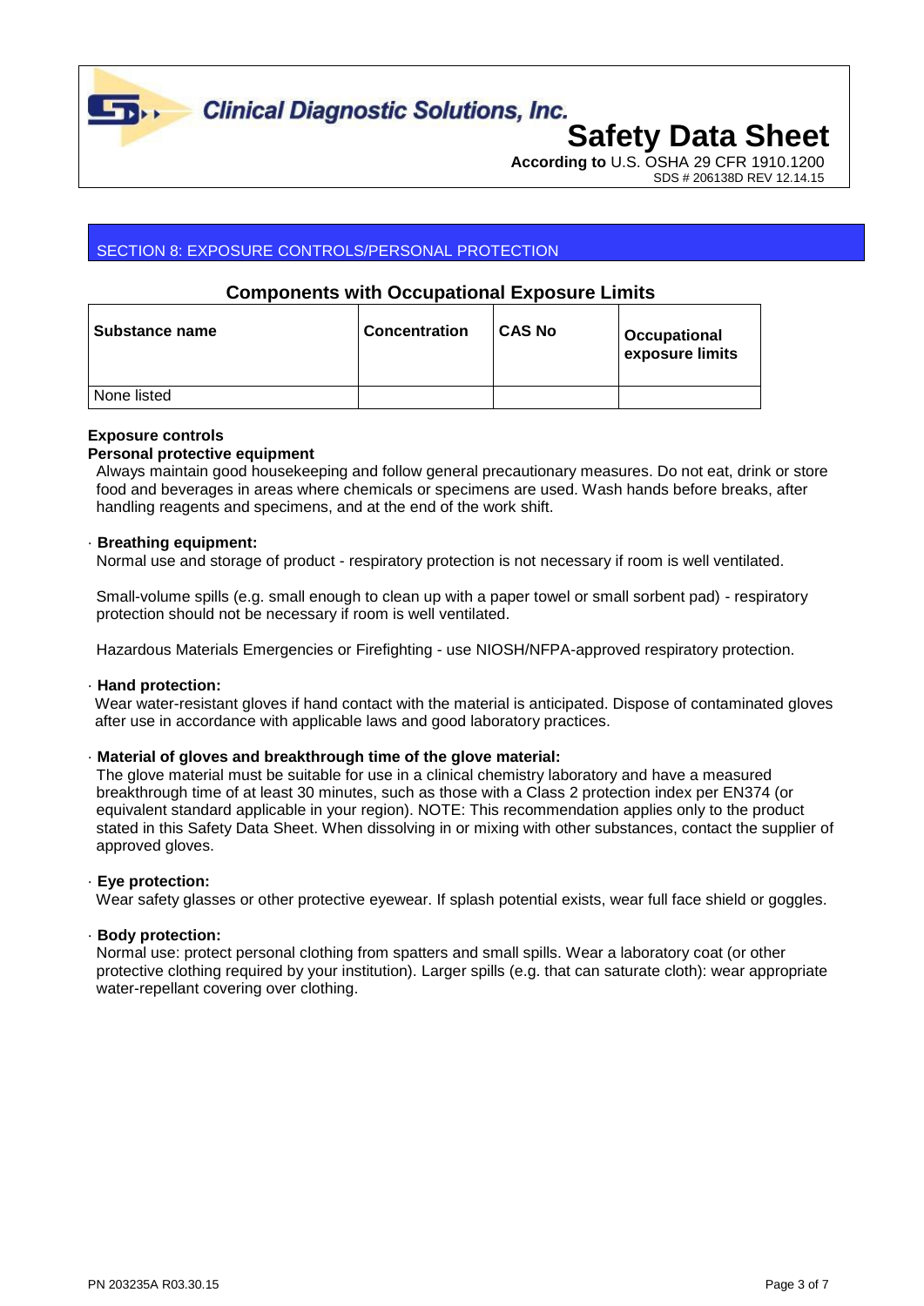## SECTION 8: EXPOSURE CONTROLS/PERSONAL PROTECTION

### Components with Occupational Exposure Limits

| Substance name | Concentration | CAS No | Occupational exposure limits |
|---|---|---|---|
| None listed | | | |

**Exposure controls**

**Personal protective equipment**

Always maintain good housekeeping and follow general precautionary measures. Do not eat, drink or store food and beverages in areas where chemicals or specimens are used. Wash hands before breaks, after handling reagents and specimens, and at the end of the work shift.

· **Breathing equipment:**

Normal use and storage of product - respiratory protection is not necessary if room is well ventilated.

Small-volume spills (e.g. small enough to clean up with a paper towel or small sorbent pad) - respiratory protection should not be necessary if room is well ventilated.

Hazardous Materials Emergencies or Firefighting - use NIOSH/NFPA-approved respiratory protection.

· **Hand protection:**

Wear water-resistant gloves if hand contact with the material is anticipated. Dispose of contaminated gloves after use in accordance with applicable laws and good laboratory practices.

· **Material of gloves and breakthrough time of the glove material:**

The glove material must be suitable for use in a clinical chemistry laboratory and have a measured breakthrough time of at least 30 minutes, such as those with a Class 2 protection index per EN374 (or equivalent standard applicable in your region). NOTE: This recommendation applies only to the product stated in this Safety Data Sheet. When dissolving in or mixing with other substances, contact the supplier of approved gloves.

· **Eye protection:**

Wear safety glasses or other protective eyewear. If splash potential exists, wear full face shield or goggles.

· **Body protection:**

Normal use: protect personal clothing from spatters and small spills. Wear a laboratory coat (or other protective clothing required by your institution). Larger spills (e.g. that can saturate cloth): wear appropriate water-repellant covering over clothing.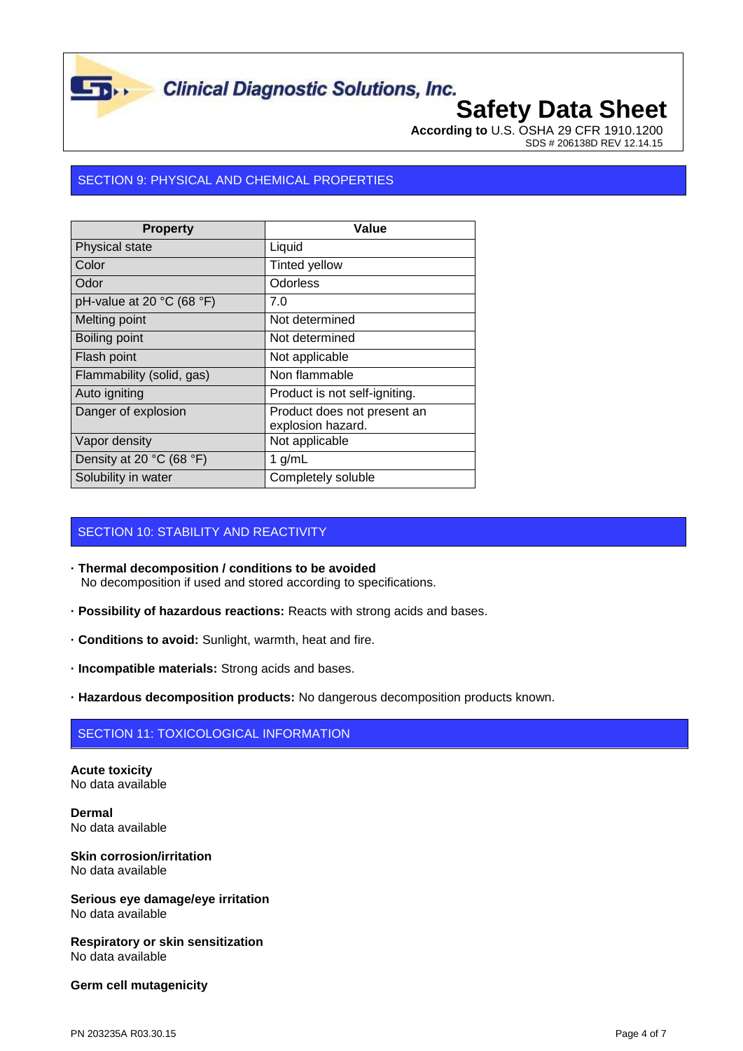## SECTION 9: PHYSICAL AND CHEMICAL PROPERTIES

| Property | Value |
|---|---|
| Physical state | Liquid |
| Color | Tinted yellow |
| Odor | Odorless |
| pH-value at 20 °C (68 °F) | 7.0 |
| Melting point | Not determined |
| Boiling point | Not determined |
| Flash point | Not applicable |
| Flammability (solid, gas) | Non flammable |
| Auto igniting | Product is not self-igniting. |
| Danger of explosion | Product does not present an explosion hazard. |
| Vapor density | Not applicable |
| Density at 20 °C (68 °F) | 1 g/mL |
| Solubility in water | Completely soluble |

## SECTION 10: STABILITY AND REACTIVITY

- **Thermal decomposition / conditions to be avoided**
  No decomposition if used and stored according to specifications.
- **Possibility of hazardous reactions:** Reacts with strong acids and bases.
- **Conditions to avoid:** Sunlight, warmth, heat and fire.
- **Incompatible materials:** Strong acids and bases.
- **Hazardous decomposition products:** No dangerous decomposition products known.

## SECTION 11: TOXICOLOGICAL INFORMATION

**Acute toxicity**
No data available

**Dermal**
No data available

**Skin corrosion/irritation**
No data available

**Serious eye damage/eye irritation**
No data available

**Respiratory or skin sensitization**
No data available

**Germ cell mutagenicity**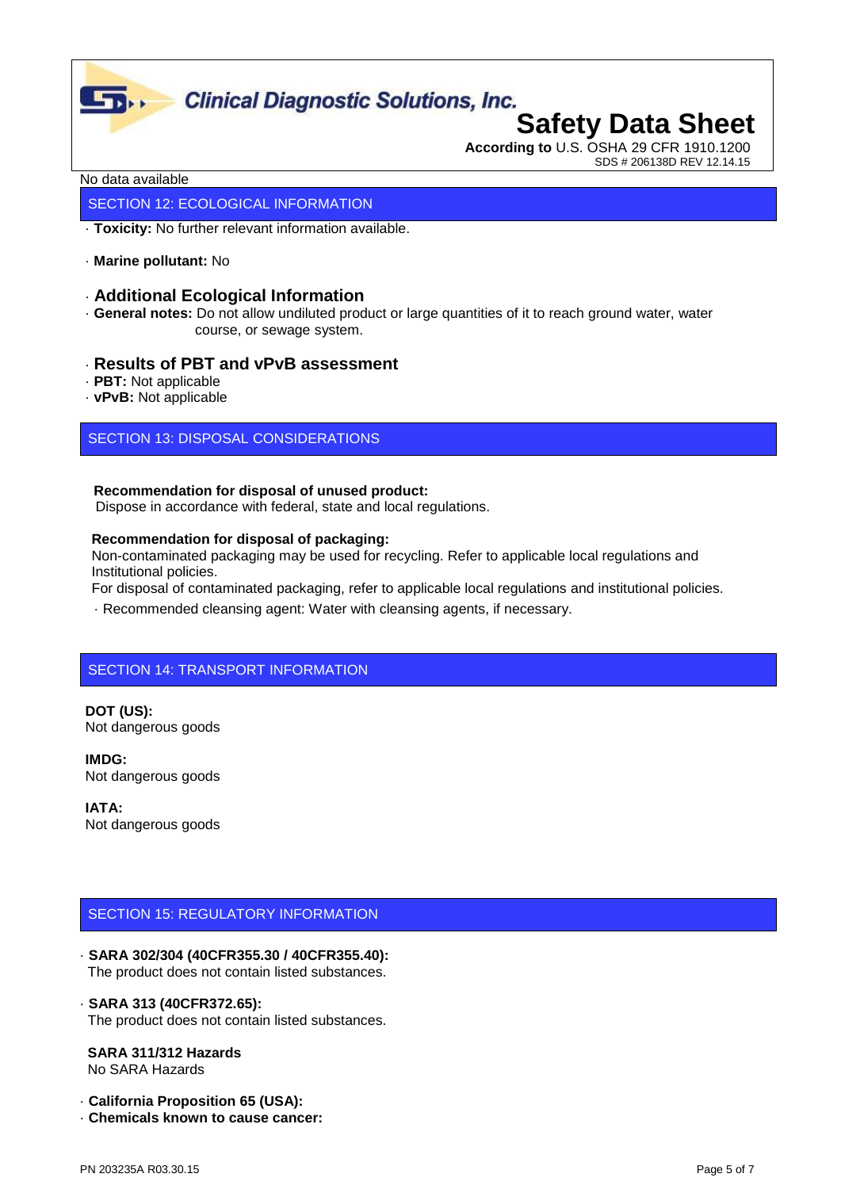No data available

## SECTION 12: ECOLOGICAL INFORMATION

· **Toxicity:** No further relevant information available.

· **Marine pollutant:** No

### · Additional Ecological Information

· **General notes:** Do not allow undiluted product or large quantities of it to reach ground water, water course, or sewage system.

### · Results of PBT and vPvB assessment

· **PBT:** Not applicable
· **vPvB:** Not applicable

## SECTION 13: DISPOSAL CONSIDERATIONS

**Recommendation for disposal of unused product:**
Dispose in accordance with federal, state and local regulations.

**Recommendation for disposal of packaging:**
Non-contaminated packaging may be used for recycling. Refer to applicable local regulations and Institutional policies.
For disposal of contaminated packaging, refer to applicable local regulations and institutional policies.
· Recommended cleansing agent: Water with cleansing agents, if necessary.

## SECTION 14: TRANSPORT INFORMATION

**DOT (US):**
Not dangerous goods

**IMDG:**
Not dangerous goods

**IATA:**
Not dangerous goods

## SECTION 15: REGULATORY INFORMATION

· **SARA 302/304 (40CFR355.30 / 40CFR355.40):**
The product does not contain listed substances.

· **SARA 313 (40CFR372.65):**
The product does not contain listed substances.

**SARA 311/312 Hazards**
No SARA Hazards

· **California Proposition 65 (USA):**
· **Chemicals known to cause cancer:**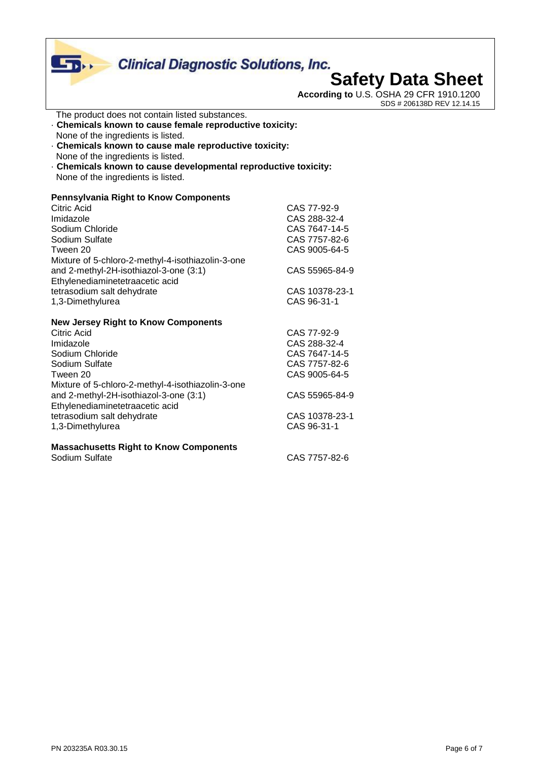The product does not contain listed substances.

- **Chemicals known to cause female reproductive toxicity:**
  None of the ingredients is listed.
- **Chemicals known to cause male reproductive toxicity:**
  None of the ingredients is listed.
- **Chemicals known to cause developmental reproductive toxicity:**
  None of the ingredients is listed.

**Pennsylvania Right to Know Components**

| | |
|---|---|
| Citric Acid | CAS 77-92-9 |
| Imidazole | CAS 288-32-4 |
| Sodium Chloride | CAS 7647-14-5 |
| Sodium Sulfate | CAS 7757-82-6 |
| Tween 20 | CAS 9005-64-5 |
| Mixture of 5-chloro-2-methyl-4-isothiazolin-3-one and 2-methyl-2H-isothiazol-3-one (3:1) | CAS 55965-84-9 |
| Ethylenediaminetetraacetic acid tetrasodium salt dehydrate | CAS 10378-23-1 |
| 1,3-Dimethylurea | CAS 96-31-1 |

**New Jersey Right to Know Components**

| | |
|---|---|
| Citric Acid | CAS 77-92-9 |
| Imidazole | CAS 288-32-4 |
| Sodium Chloride | CAS 7647-14-5 |
| Sodium Sulfate | CAS 7757-82-6 |
| Tween 20 | CAS 9005-64-5 |
| Mixture of 5-chloro-2-methyl-4-isothiazolin-3-one and 2-methyl-2H-isothiazol-3-one (3:1) | CAS 55965-84-9 |
| Ethylenediaminetetraacetic acid tetrasodium salt dehydrate | CAS 10378-23-1 |
| 1,3-Dimethylurea | CAS 96-31-1 |

**Massachusetts Right to Know Components**

| | |
|---|---|
| Sodium Sulfate | CAS 7757-82-6 |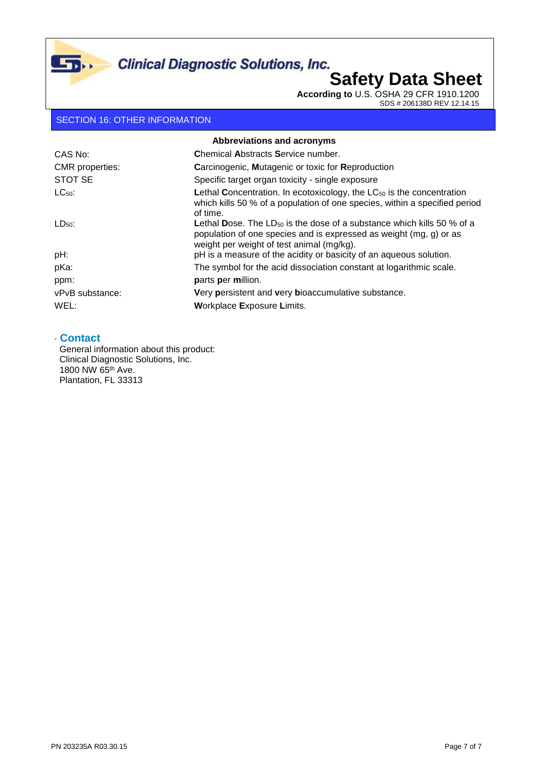## SECTION 16: OTHER INFORMATION

**Abbreviations and acronyms**

| | |
|---|---|
| CAS No: | **C**hemical **A**bstracts **S**ervice number. |
| CMR properties: | **C**arcinogenic, **M**utagenic or toxic for **R**eproduction |
| STOT SE | Specific target organ toxicity - single exposure |
| $LC_{50}$: | **L**ethal **C**oncentration. In ecotoxicology, the $LC_{50}$ is the concentration which kills 50 % of a population of one species, within a specified period of time. |
| $LD_{50}$: | **L**ethal **D**ose. The $LD_{50}$ is the dose of a substance which kills 50 % of a population of one species and is expressed as weight (mg, g) or as weight per weight of test animal (mg/kg). |
| pH: | pH is a measure of the acidity or basicity of an aqueous solution. |
| pKa: | The symbol for the acid dissociation constant at logarithmic scale. |
| ppm: | **p**arts **p**er **m**illion. |
| vPvB substance: | **V**ery **p**ersistent and **v**ery **b**ioaccumulative substance. |
| WEL: | **W**orkplace **E**xposure **L**imits. |

· **Contact**

General information about this product:
Clinical Diagnostic Solutions, Inc.
1800 NW 65th Ave.
Plantation, FL 33313